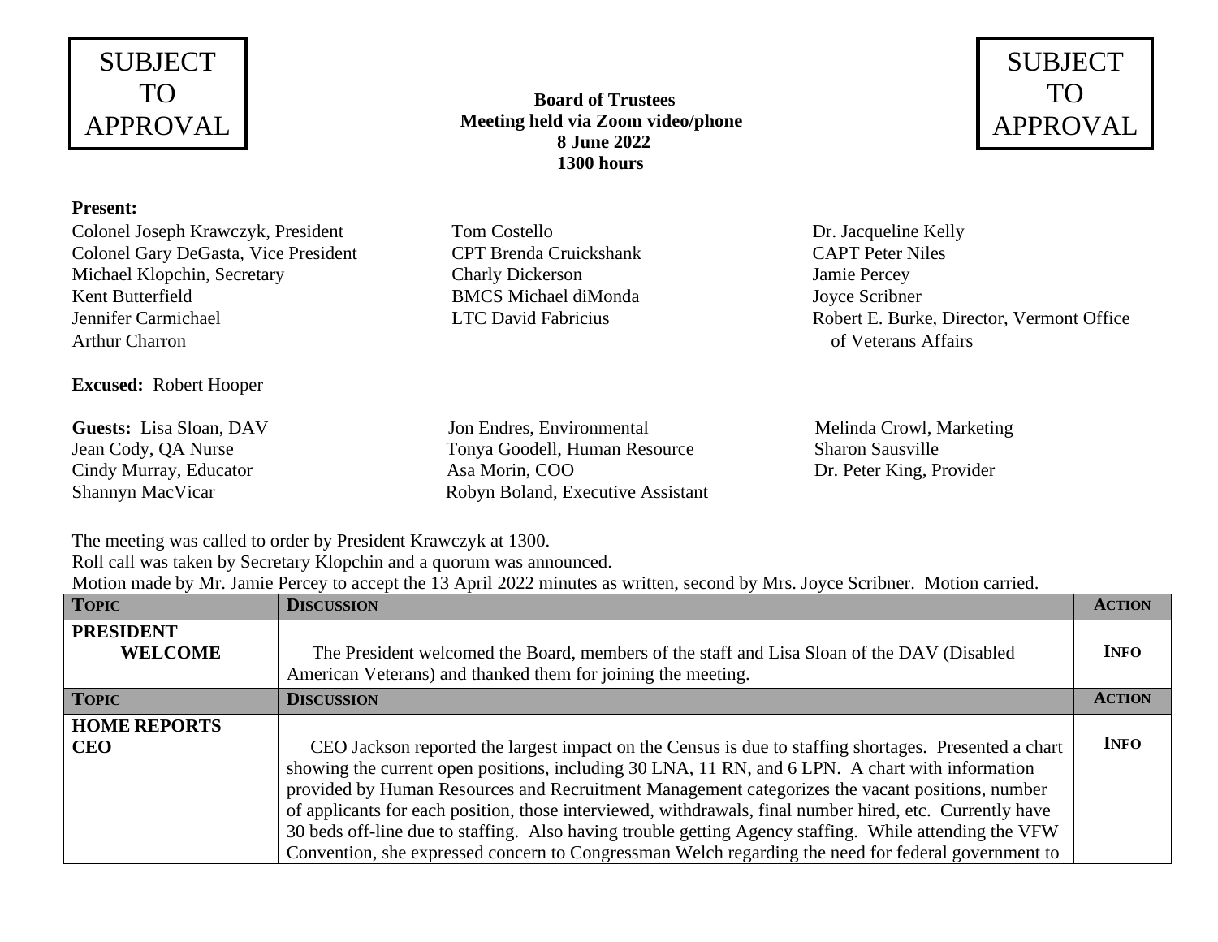SUBJECT TO APPROVAL

**Board of Trustees**
**Meeting held via Zoom video/phone**
**8 June 2022**
**1300 hours**

SUBJECT TO APPROVAL

**Present:**

Colonel Joseph Krawczyk, President
Colonel Gary DeGasta, Vice President
Michael Klopchin, Secretary
Kent Butterfield
Jennifer Carmichael
Arthur Charron
Tom Costello
CPT Brenda Cruickshank
Charly Dickerson
BMCS Michael diMonda
LTC David Fabricius
Dr. Jacqueline Kelly
CAPT Peter Niles
Jamie Percey
Joyce Scribner
Robert E. Burke, Director, Vermont Office of Veterans Affairs

**Excused:** Robert Hooper

**Guests:** Lisa Sloan, DAV
Jean Cody, QA Nurse
Cindy Murray, Educator
Shannyn MacVicar
Jon Endres, Environmental
Tonya Goodell, Human Resource
Asa Morin, COO
Robyn Boland, Executive Assistant
Melinda Crowl, Marketing
Sharon Sausville
Dr. Peter King, Provider

The meeting was called to order by President Krawczyk at 1300.
Roll call was taken by Secretary Klopchin and a quorum was announced.
Motion made by Mr. Jamie Percey to accept the 13 April 2022 minutes as written, second by Mrs. Joyce Scribner. Motion carried.

| TOPIC | DISCUSSION | ACTION |
|---|---|---|
| **PRESIDENT WELCOME** | The President welcomed the Board, members of the staff and Lisa Sloan of the DAV (Disabled American Veterans) and thanked them for joining the meeting. | **INFO** |
| **TOPIC** | **DISCUSSION** | **ACTION** |
| **HOME REPORTS CEO** | CEO Jackson reported the largest impact on the Census is due to staffing shortages. Presented a chart showing the current open positions, including 30 LNA, 11 RN, and 6 LPN. A chart with information provided by Human Resources and Recruitment Management categorizes the vacant positions, number of applicants for each position, those interviewed, withdrawals, final number hired, etc. Currently have 30 beds off-line due to staffing. Also having trouble getting Agency staffing. While attending the VFW Convention, she expressed concern to Congressman Welch regarding the need for federal government to | **INFO** |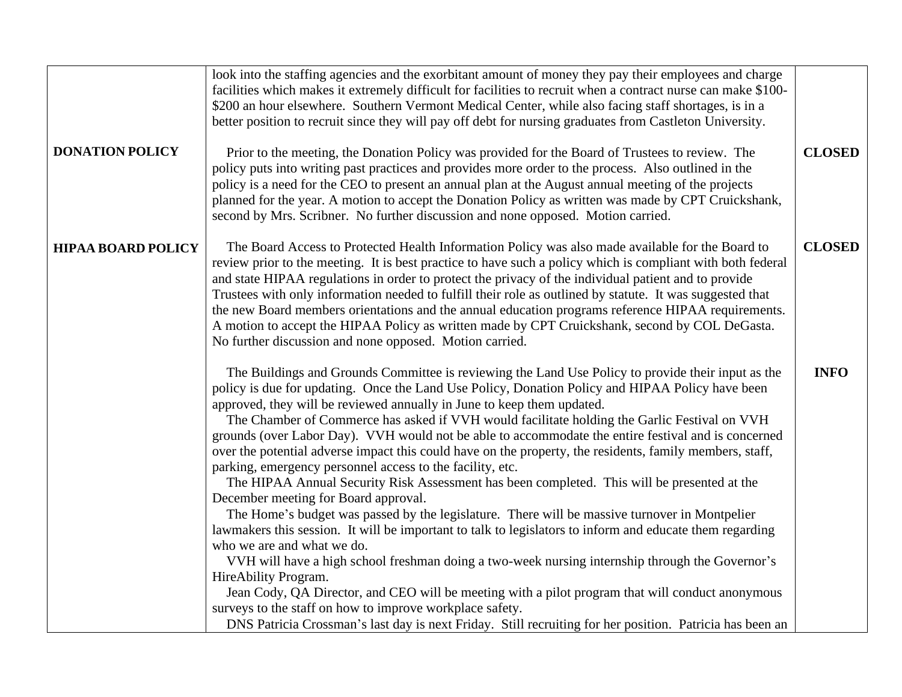| | | |
|---|---|---|
| | look into the staffing agencies and the exorbitant amount of money they pay their employees and charge facilities which makes it extremely difficult for facilities to recruit when a contract nurse can make \$100-\$200 an hour elsewhere. Southern Vermont Medical Center, while also facing staff shortages, is in a better position to recruit since they will pay off debt for nursing graduates from Castleton University. | |
| **DONATION POLICY** | Prior to the meeting, the Donation Policy was provided for the Board of Trustees to review. The policy puts into writing past practices and provides more order to the process. Also outlined in the policy is a need for the CEO to present an annual plan at the August annual meeting of the projects planned for the year. A motion to accept the Donation Policy as written was made by CPT Cruickshank, second by Mrs. Scribner. No further discussion and none opposed. Motion carried. | **CLOSED** |
| **HIPAA BOARD POLICY** | The Board Access to Protected Health Information Policy was also made available for the Board to review prior to the meeting. It is best practice to have such a policy which is compliant with both federal and state HIPAA regulations in order to protect the privacy of the individual patient and to provide Trustees with only information needed to fulfill their role as outlined by statute. It was suggested that the new Board members orientations and the annual education programs reference HIPAA requirements. A motion to accept the HIPAA Policy as written made by CPT Cruickshank, second by COL DeGasta. No further discussion and none opposed. Motion carried. | **CLOSED** |
| | The Buildings and Grounds Committee is reviewing the Land Use Policy to provide their input as the policy is due for updating. Once the Land Use Policy, Donation Policy and HIPAA Policy have been approved, they will be reviewed annually in June to keep them updated.<br>The Chamber of Commerce has asked if VVH would facilitate holding the Garlic Festival on VVH grounds (over Labor Day). VVH would not be able to accommodate the entire festival and is concerned over the potential adverse impact this could have on the property, the residents, family members, staff, parking, emergency personnel access to the facility, etc.<br>The HIPAA Annual Security Risk Assessment has been completed. This will be presented at the December meeting for Board approval.<br>The Home's budget was passed by the legislature. There will be massive turnover in Montpelier lawmakers this session. It will be important to talk to legislators to inform and educate them regarding who we are and what we do.<br>VVH will have a high school freshman doing a two-week nursing internship through the Governor's HireAbility Program.<br>Jean Cody, QA Director, and CEO will be meeting with a pilot program that will conduct anonymous surveys to the staff on how to improve workplace safety.<br>DNS Patricia Crossman's last day is next Friday. Still recruiting for her position. Patricia has been an | **INFO** |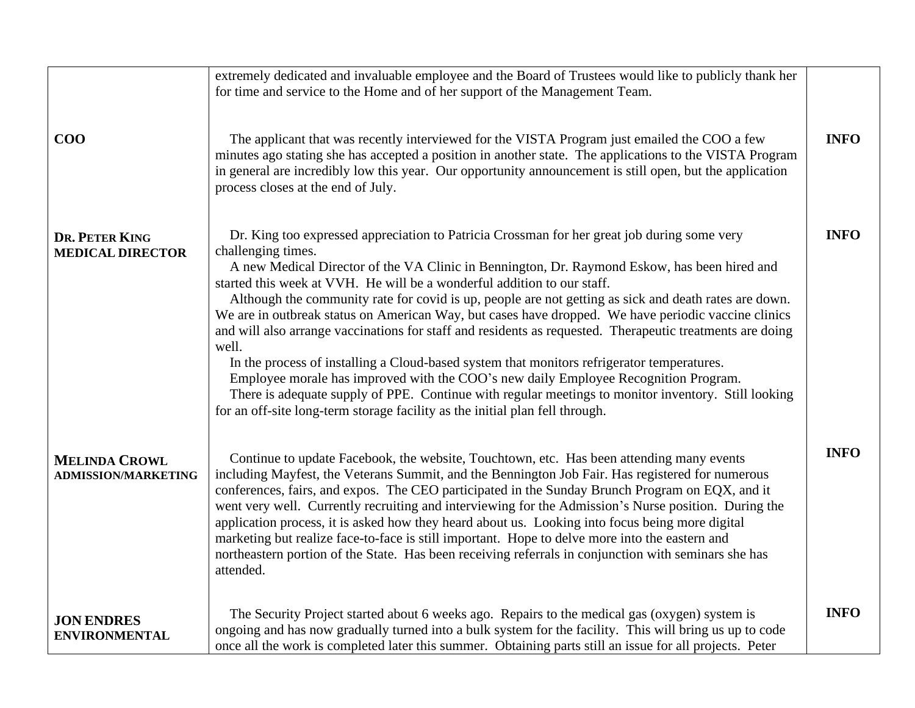| | | |
|---|---|---|
| | extremely dedicated and invaluable employee and the Board of Trustees would like to publicly thank her for time and service to the Home and of her support of the Management Team. | |
| **COO** | The applicant that was recently interviewed for the VISTA Program just emailed the COO a few minutes ago stating she has accepted a position in another state. The applications to the VISTA Program in general are incredibly low this year. Our opportunity announcement is still open, but the application process closes at the end of July. | **INFO** |
| **DR. PETER KING MEDICAL DIRECTOR** | Dr. King too expressed appreciation to Patricia Crossman for her great job during some very challenging times.<br>A new Medical Director of the VA Clinic in Bennington, Dr. Raymond Eskow, has been hired and started this week at VVH. He will be a wonderful addition to our staff.<br>Although the community rate for covid is up, people are not getting as sick and death rates are down. We are in outbreak status on American Way, but cases have dropped. We have periodic vaccine clinics and will also arrange vaccinations for staff and residents as requested. Therapeutic treatments are doing well.<br>In the process of installing a Cloud-based system that monitors refrigerator temperatures.<br>Employee morale has improved with the COO's new daily Employee Recognition Program.<br>There is adequate supply of PPE. Continue with regular meetings to monitor inventory. Still looking for an off-site long-term storage facility as the initial plan fell through. | **INFO** |
| **MELINDA CROWL ADMISSION/MARKETING** | Continue to update Facebook, the website, Touchtown, etc. Has been attending many events including Mayfest, the Veterans Summit, and the Bennington Job Fair. Has registered for numerous conferences, fairs, and expos. The CEO participated in the Sunday Brunch Program on EQX, and it went very well. Currently recruiting and interviewing for the Admission's Nurse position. During the application process, it is asked how they heard about us. Looking into focus being more digital marketing but realize face-to-face is still important. Hope to delve more into the eastern and northeastern portion of the State. Has been receiving referrals in conjunction with seminars she has attended. | **INFO** |
| **JON ENDRES ENVIRONMENTAL** | The Security Project started about 6 weeks ago. Repairs to the medical gas (oxygen) system is ongoing and has now gradually turned into a bulk system for the facility. This will bring us up to code once all the work is completed later this summer. Obtaining parts still an issue for all projects. Peter | **INFO** |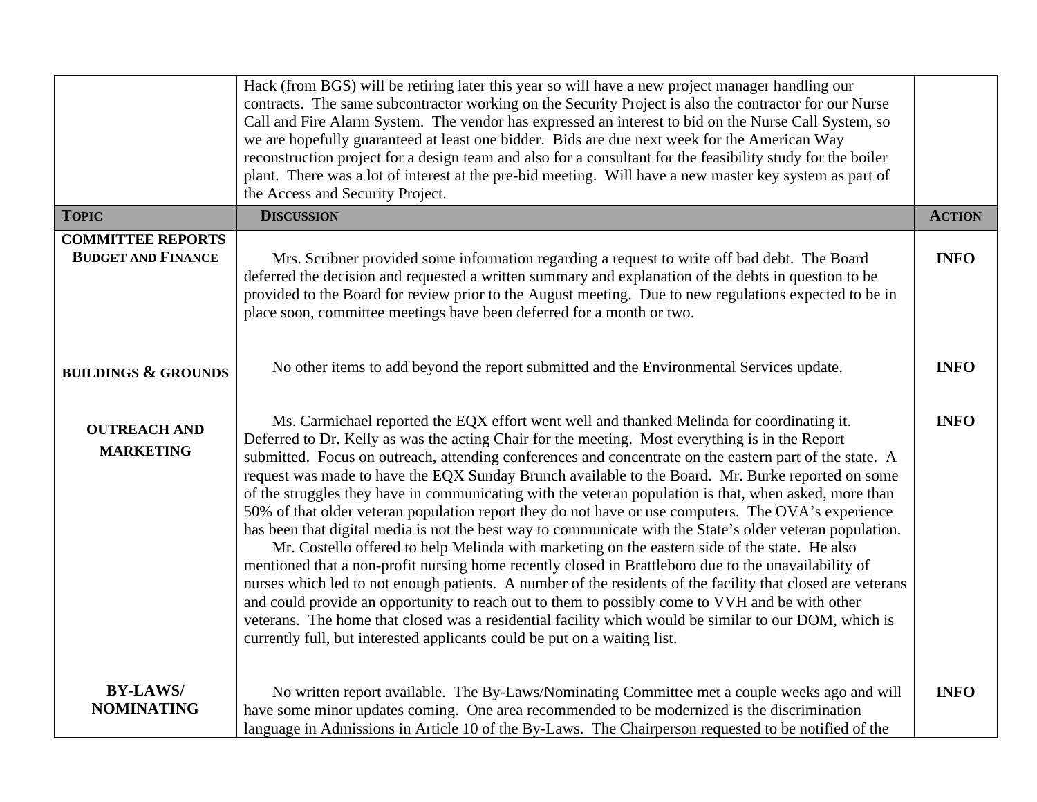| | | |
|---|---|---|
| | Hack (from BGS) will be retiring later this year so will have a new project manager handling our contracts. The same subcontractor working on the Security Project is also the contractor for our Nurse Call and Fire Alarm System. The vendor has expressed an interest to bid on the Nurse Call System, so we are hopefully guaranteed at least one bidder. Bids are due next week for the American Way reconstruction project for a design team and also for a consultant for the feasibility study for the boiler plant. There was a lot of interest at the pre-bid meeting. Will have a new master key system as part of the Access and Security Project. | |

| **TOPIC** | **DISCUSSION** | **ACTION** |
|---|---|---|
| **COMMITTEE REPORTS** **BUDGET AND FINANCE** | Mrs. Scribner provided some information regarding a request to write off bad debt. The Board deferred the decision and requested a written summary and explanation of the debts in question to be provided to the Board for review prior to the August meeting. Due to new regulations expected to be in place soon, committee meetings have been deferred for a month or two. | **INFO** |
| **BUILDINGS & GROUNDS** | No other items to add beyond the report submitted and the Environmental Services update. | **INFO** |
| **OUTREACH AND MARKETING** | Ms. Carmichael reported the EQX effort went well and thanked Melinda for coordinating it. Deferred to Dr. Kelly as was the acting Chair for the meeting. Most everything is in the Report submitted. Focus on outreach, attending conferences and concentrate on the eastern part of the state. A request was made to have the EQX Sunday Brunch available to the Board. Mr. Burke reported on some of the struggles they have in communicating with the veteran population is that, when asked, more than 50% of that older veteran population report they do not have or use computers. The OVA's experience has been that digital media is not the best way to communicate with the State's older veteran population.<br>Mr. Costello offered to help Melinda with marketing on the eastern side of the state. He also mentioned that a non-profit nursing home recently closed in Brattleboro due to the unavailability of nurses which led to not enough patients. A number of the residents of the facility that closed are veterans and could provide an opportunity to reach out to them to possibly come to VVH and be with other veterans. The home that closed was a residential facility which would be similar to our DOM, which is currently full, but interested applicants could be put on a waiting list. | **INFO** |
| **BY-LAWS/ NOMINATING** | No written report available. The By-Laws/Nominating Committee met a couple weeks ago and will have some minor updates coming. One area recommended to be modernized is the discrimination language in Admissions in Article 10 of the By-Laws. The Chairperson requested to be notified of the | **INFO** |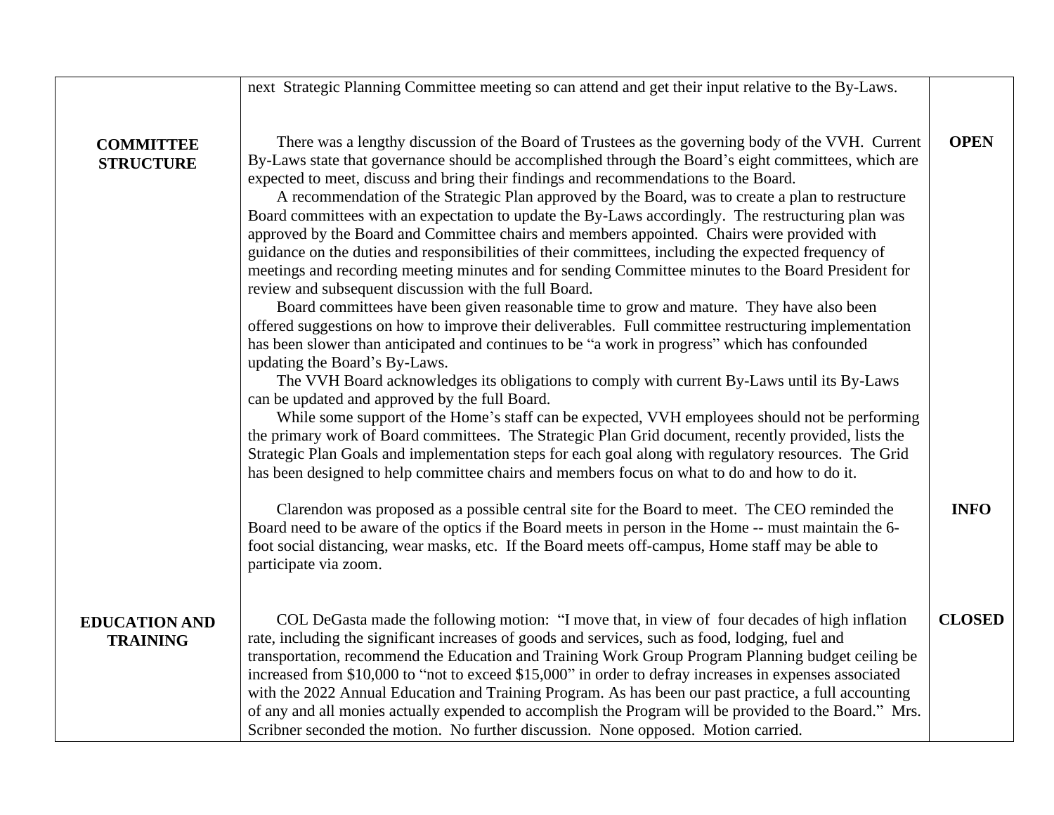| | | |
|---|---|---|
| | next Strategic Planning Committee meeting so can attend and get their input relative to the By-Laws. | |
| **COMMITTEE STRUCTURE** | There was a lengthy discussion of the Board of Trustees as the governing body of the VVH. Current By-Laws state that governance should be accomplished through the Board's eight committees, which are expected to meet, discuss and bring their findings and recommendations to the Board.<br>A recommendation of the Strategic Plan approved by the Board, was to create a plan to restructure Board committees with an expectation to update the By-Laws accordingly. The restructuring plan was approved by the Board and Committee chairs and members appointed. Chairs were provided with guidance on the duties and responsibilities of their committees, including the expected frequency of meetings and recording meeting minutes and for sending Committee minutes to the Board President for review and subsequent discussion with the full Board.<br>Board committees have been given reasonable time to grow and mature. They have also been offered suggestions on how to improve their deliverables. Full committee restructuring implementation has been slower than anticipated and continues to be "a work in progress" which has confounded updating the Board's By-Laws.<br>The VVH Board acknowledges its obligations to comply with current By-Laws until its By-Laws can be updated and approved by the full Board.<br>While some support of the Home's staff can be expected, VVH employees should not be performing the primary work of Board committees. The Strategic Plan Grid document, recently provided, lists the Strategic Plan Goals and implementation steps for each goal along with regulatory resources. The Grid has been designed to help committee chairs and members focus on what to do and how to do it. | **OPEN** |
| | Clarendon was proposed as a possible central site for the Board to meet. The CEO reminded the Board need to be aware of the optics if the Board meets in person in the Home -- must maintain the 6-foot social distancing, wear masks, etc. If the Board meets off-campus, Home staff may be able to participate via zoom. | **INFO** |
| **EDUCATION AND TRAINING** | COL DeGasta made the following motion: "I move that, in view of four decades of high inflation rate, including the significant increases of goods and services, such as food, lodging, fuel and transportation, recommend the Education and Training Work Group Program Planning budget ceiling be increased from $10,000 to "not to exceed $15,000" in order to defray increases in expenses associated with the 2022 Annual Education and Training Program. As has been our past practice, a full accounting of any and all monies actually expended to accomplish the Program will be provided to the Board." Mrs. Scribner seconded the motion. No further discussion. None opposed. Motion carried. | **CLOSED** |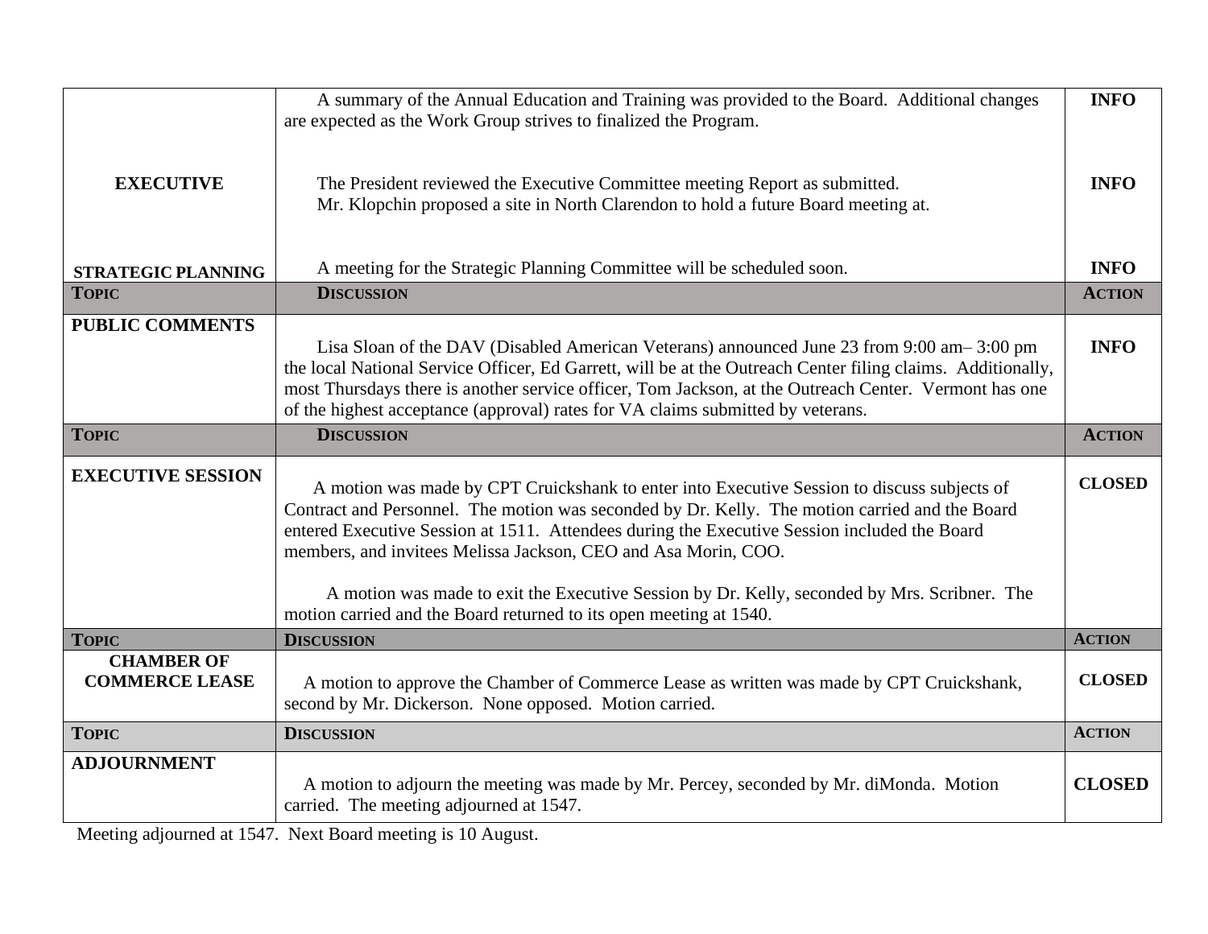| | | |
|---|---|---|
| | A summary of the Annual Education and Training was provided to the Board. Additional changes are expected as the Work Group strives to finalized the Program. | **INFO** |
| **EXECUTIVE** | The President reviewed the Executive Committee meeting Report as submitted.<br>Mr. Klopchin proposed a site in North Clarendon to hold a future Board meeting at. | **INFO** |
| **STRATEGIC PLANNING** | A meeting for the Strategic Planning Committee will be scheduled soon. | **INFO** |
| **TOPIC** | **DISCUSSION** | **ACTION** |
| **PUBLIC COMMENTS** | Lisa Sloan of the DAV (Disabled American Veterans) announced June 23 from 9:00 am– 3:00 pm the local National Service Officer, Ed Garrett, will be at the Outreach Center filing claims. Additionally, most Thursdays there is another service officer, Tom Jackson, at the Outreach Center. Vermont has one of the highest acceptance (approval) rates for VA claims submitted by veterans. | **INFO** |
| **TOPIC** | **DISCUSSION** | **ACTION** |
| **EXECUTIVE SESSION** | A motion was made by CPT Cruickshank to enter into Executive Session to discuss subjects of Contract and Personnel. The motion was seconded by Dr. Kelly. The motion carried and the Board entered Executive Session at 1511. Attendees during the Executive Session included the Board members, and invitees Melissa Jackson, CEO and Asa Morin, COO.<br><br>A motion was made to exit the Executive Session by Dr. Kelly, seconded by Mrs. Scribner. The motion carried and the Board returned to its open meeting at 1540. | **CLOSED** |
| **TOPIC** | **DISCUSSION** | **ACTION** |
| **CHAMBER OF COMMERCE LEASE** | A motion to approve the Chamber of Commerce Lease as written was made by CPT Cruickshank, second by Mr. Dickerson. None opposed. Motion carried. | **CLOSED** |
| **TOPIC** | **DISCUSSION** | **ACTION** |
| **ADJOURNMENT** | A motion to adjourn the meeting was made by Mr. Percey, seconded by Mr. diMonda. Motion carried. The meeting adjourned at 1547. | **CLOSED** |

Meeting adjourned at 1547. Next Board meeting is 10 August.